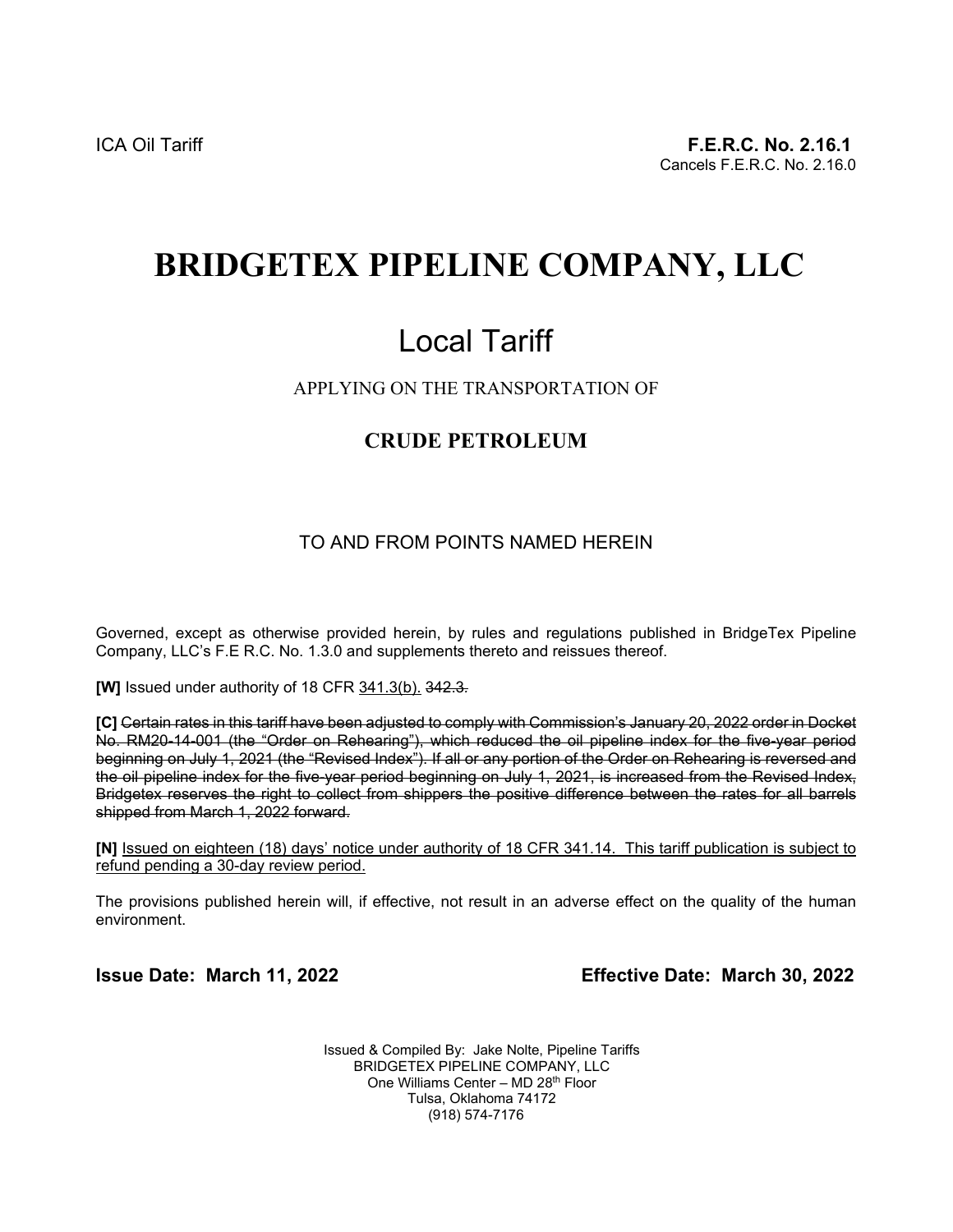ICA Oil Tariff

**F.E.R.C. No. 2.16.1**
Cancels F.E.R.C. No. 2.16.0

# BRIDGETEX PIPELINE COMPANY, LLC

## Local Tariff

APPLYING ON THE TRANSPORTATION OF

### CRUDE PETROLEUM

TO AND FROM POINTS NAMED HEREIN

Governed, except as otherwise provided herein, by rules and regulations published in BridgeTex Pipeline Company, LLC's F.E R.C. No. 1.3.0 and supplements thereto and reissues thereof.

**[W]** Issued under authority of 18 CFR <u>341.3(b).</u> ~~342.3.~~

**[C]** ~~Certain rates in this tariff have been adjusted to comply with Commission's January 20, 2022 order in Docket No. RM20-14-001 (the "Order on Rehearing"), which reduced the oil pipeline index for the five-year period beginning on July 1, 2021 (the "Revised Index"). If all or any portion of the Order on Rehearing is reversed and the oil pipeline index for the five-year period beginning on July 1, 2021, is increased from the Revised Index, Bridgetex reserves the right to collect from shippers the positive difference between the rates for all barrels shipped from March 1, 2022 forward.~~

**[N]** <u>Issued on eighteen (18) days' notice under authority of 18 CFR 341.14. This tariff publication is subject to refund pending a 30-day review period.</u>

The provisions published herein will, if effective, not result in an adverse effect on the quality of the human environment.

**Issue Date: March 11, 2022** **Effective Date: March 30, 2022**

Issued & Compiled By: Jake Nolte, Pipeline Tariffs
BRIDGETEX PIPELINE COMPANY, LLC
One Williams Center – MD 28th Floor
Tulsa, Oklahoma 74172
(918) 574-7176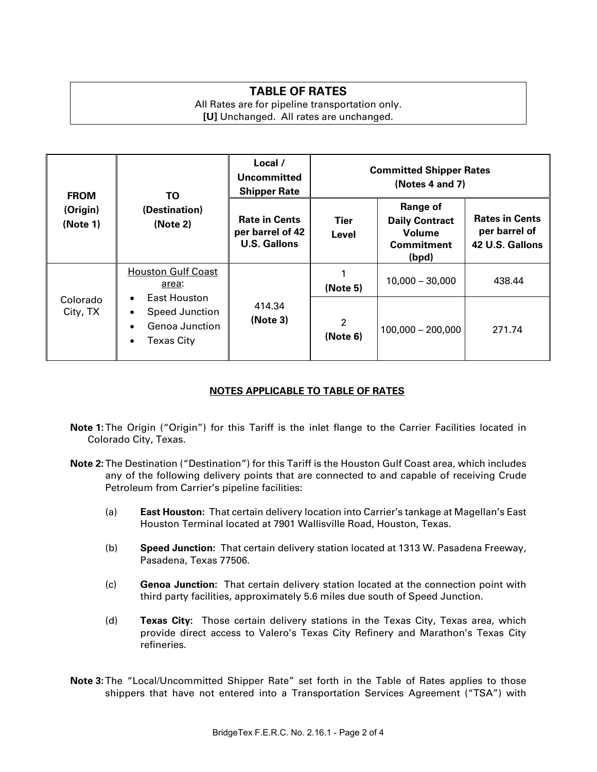## TABLE OF RATES

All Rates are for pipeline transportation only.
**[U]** Unchanged. All rates are unchanged.

| FROM (Origin) (Note 1) | TO (Destination) (Note 2) | Local / Uncommitted Shipper Rate | Committed Shipper Rates (Notes 4 and 7) | | |
|---|---|---|---|---|---|
| | | Rate in Cents per barrel of 42 U.S. Gallons | Tier Level | Range of Daily Contract Volume Commitment (bpd) | Rates in Cents per barrel of 42 U.S. Gallons |
| Colorado City, TX | Houston Gulf Coast area: East Houston; Speed Junction; Genoa Junction; Texas City | 414.34 (Note 3) | 1 (Note 5) | 10,000 – 30,000 | 438.44 |
| | | | 2 (Note 6) | 100,000 – 200,000 | 271.74 |

### NOTES APPLICABLE TO TABLE OF RATES

**Note 1:** The Origin ("Origin") for this Tariff is the inlet flange to the Carrier Facilities located in Colorado City, Texas.

**Note 2:** The Destination ("Destination") for this Tariff is the Houston Gulf Coast area, which includes any of the following delivery points that are connected to and capable of receiving Crude Petroleum from Carrier's pipeline facilities:

(a) **East Houston:** That certain delivery location into Carrier's tankage at Magellan's East Houston Terminal located at 7901 Wallisville Road, Houston, Texas.

(b) **Speed Junction:** That certain delivery station located at 1313 W. Pasadena Freeway, Pasadena, Texas 77506.

(c) **Genoa Junction:** That certain delivery station located at the connection point with third party facilities, approximately 5.6 miles due south of Speed Junction.

(d) **Texas City:** Those certain delivery stations in the Texas City, Texas area, which provide direct access to Valero's Texas City Refinery and Marathon's Texas City refineries.

**Note 3:** The "Local/Uncommitted Shipper Rate" set forth in the Table of Rates applies to those shippers that have not entered into a Transportation Services Agreement ("TSA") with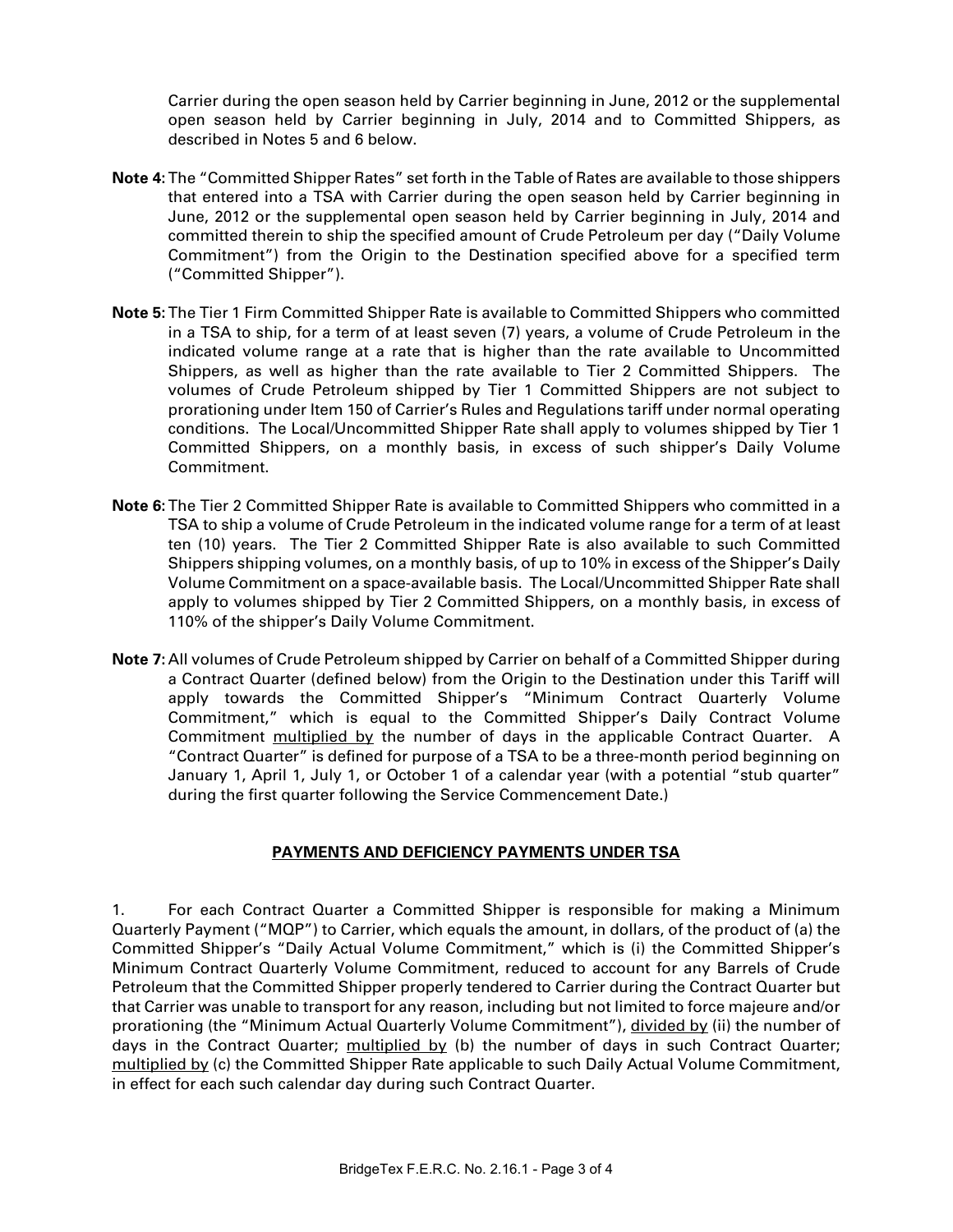Carrier during the open season held by Carrier beginning in June, 2012 or the supplemental open season held by Carrier beginning in July, 2014 and to Committed Shippers, as described in Notes 5 and 6 below.

**Note 4:** The "Committed Shipper Rates" set forth in the Table of Rates are available to those shippers that entered into a TSA with Carrier during the open season held by Carrier beginning in June, 2012 or the supplemental open season held by Carrier beginning in July, 2014 and committed therein to ship the specified amount of Crude Petroleum per day ("Daily Volume Commitment") from the Origin to the Destination specified above for a specified term ("Committed Shipper").

**Note 5:** The Tier 1 Firm Committed Shipper Rate is available to Committed Shippers who committed in a TSA to ship, for a term of at least seven (7) years, a volume of Crude Petroleum in the indicated volume range at a rate that is higher than the rate available to Uncommitted Shippers, as well as higher than the rate available to Tier 2 Committed Shippers. The volumes of Crude Petroleum shipped by Tier 1 Committed Shippers are not subject to prorationing under Item 150 of Carrier's Rules and Regulations tariff under normal operating conditions. The Local/Uncommitted Shipper Rate shall apply to volumes shipped by Tier 1 Committed Shippers, on a monthly basis, in excess of such shipper's Daily Volume Commitment.

**Note 6:** The Tier 2 Committed Shipper Rate is available to Committed Shippers who committed in a TSA to ship a volume of Crude Petroleum in the indicated volume range for a term of at least ten (10) years. The Tier 2 Committed Shipper Rate is also available to such Committed Shippers shipping volumes, on a monthly basis, of up to 10% in excess of the Shipper's Daily Volume Commitment on a space-available basis. The Local/Uncommitted Shipper Rate shall apply to volumes shipped by Tier 2 Committed Shippers, on a monthly basis, in excess of 110% of the shipper's Daily Volume Commitment.

**Note 7:** All volumes of Crude Petroleum shipped by Carrier on behalf of a Committed Shipper during a Contract Quarter (defined below) from the Origin to the Destination under this Tariff will apply towards the Committed Shipper's "Minimum Contract Quarterly Volume Commitment," which is equal to the Committed Shipper's Daily Contract Volume Commitment multiplied by the number of days in the applicable Contract Quarter. A "Contract Quarter" is defined for purpose of a TSA to be a three-month period beginning on January 1, April 1, July 1, or October 1 of a calendar year (with a potential "stub quarter" during the first quarter following the Service Commencement Date.)

## PAYMENTS AND DEFICIENCY PAYMENTS UNDER TSA

1. For each Contract Quarter a Committed Shipper is responsible for making a Minimum Quarterly Payment ("MQP") to Carrier, which equals the amount, in dollars, of the product of (a) the Committed Shipper's "Daily Actual Volume Commitment," which is (i) the Committed Shipper's Minimum Contract Quarterly Volume Commitment, reduced to account for any Barrels of Crude Petroleum that the Committed Shipper properly tendered to Carrier during the Contract Quarter but that Carrier was unable to transport for any reason, including but not limited to force majeure and/or prorationing (the "Minimum Actual Quarterly Volume Commitment"), divided by (ii) the number of days in the Contract Quarter; multiplied by (b) the number of days in such Contract Quarter; multiplied by (c) the Committed Shipper Rate applicable to such Daily Actual Volume Commitment, in effect for each such calendar day during such Contract Quarter.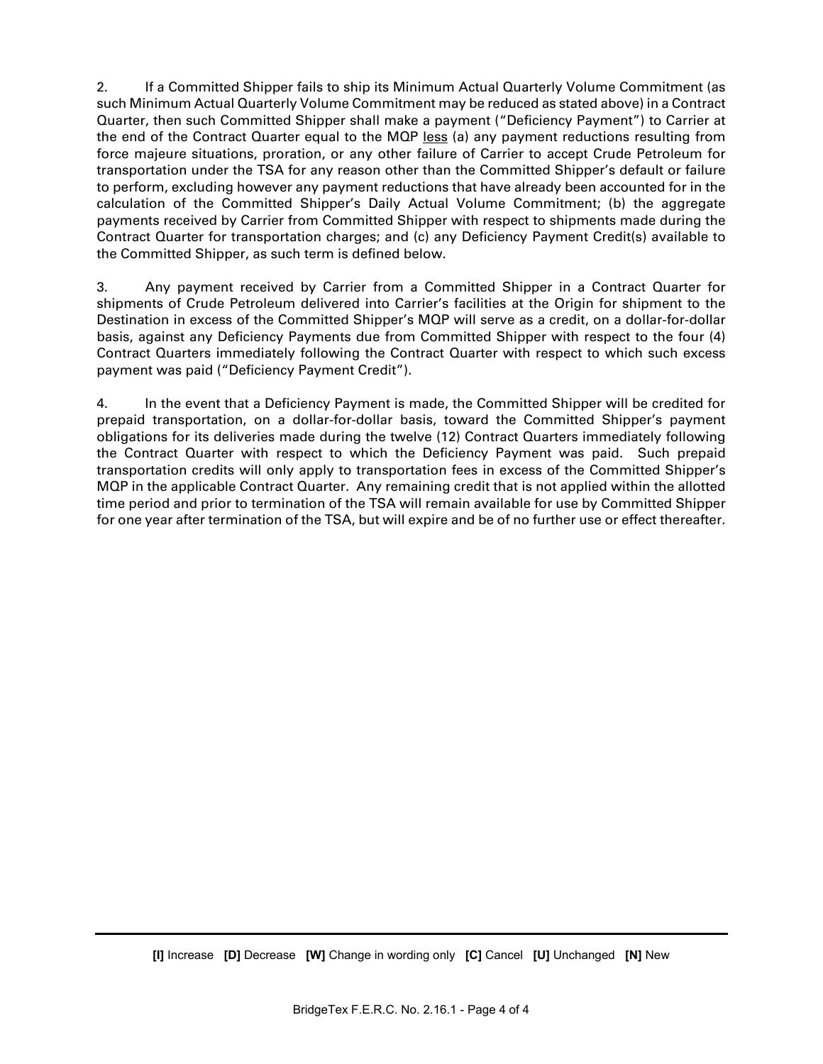2. If a Committed Shipper fails to ship its Minimum Actual Quarterly Volume Commitment (as such Minimum Actual Quarterly Volume Commitment may be reduced as stated above) in a Contract Quarter, then such Committed Shipper shall make a payment ("Deficiency Payment") to Carrier at the end of the Contract Quarter equal to the MQP less (a) any payment reductions resulting from force majeure situations, proration, or any other failure of Carrier to accept Crude Petroleum for transportation under the TSA for any reason other than the Committed Shipper's default or failure to perform, excluding however any payment reductions that have already been accounted for in the calculation of the Committed Shipper's Daily Actual Volume Commitment; (b) the aggregate payments received by Carrier from Committed Shipper with respect to shipments made during the Contract Quarter for transportation charges; and (c) any Deficiency Payment Credit(s) available to the Committed Shipper, as such term is defined below.

3. Any payment received by Carrier from a Committed Shipper in a Contract Quarter for shipments of Crude Petroleum delivered into Carrier's facilities at the Origin for shipment to the Destination in excess of the Committed Shipper's MQP will serve as a credit, on a dollar-for-dollar basis, against any Deficiency Payments due from Committed Shipper with respect to the four (4) Contract Quarters immediately following the Contract Quarter with respect to which such excess payment was paid ("Deficiency Payment Credit").

4. In the event that a Deficiency Payment is made, the Committed Shipper will be credited for prepaid transportation, on a dollar-for-dollar basis, toward the Committed Shipper's payment obligations for its deliveries made during the twelve (12) Contract Quarters immediately following the Contract Quarter with respect to which the Deficiency Payment was paid. Such prepaid transportation credits will only apply to transportation fees in excess of the Committed Shipper's MQP in the applicable Contract Quarter. Any remaining credit that is not applied within the allotted time period and prior to termination of the TSA will remain available for use by Committed Shipper for one year after termination of the TSA, but will expire and be of no further use or effect thereafter.

**[I]** Increase **[D]** Decrease **[W]** Change in wording only **[C]** Cancel **[U]** Unchanged **[N]** New